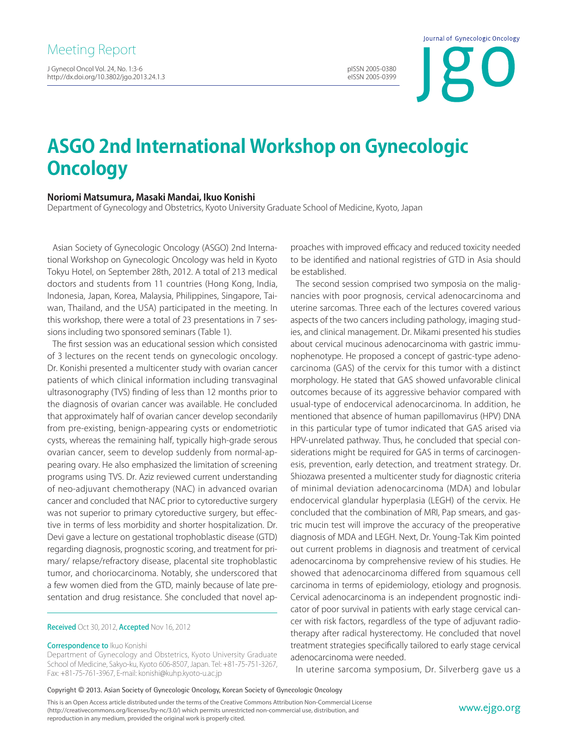Meeting Report

# ASGO 2nd International Workshop on Gynecologic Oncology

**Noriomi Matsumura, Masaki Mandai, Ikuo Konishi**

Department of Gynecology and Obstetrics, Kyoto University Graduate School of Medicine, Kyoto, Japan

Asian Society of Gynecologic Oncology (ASGO) 2nd International Workshop on Gynecologic Oncology was held in Kyoto Tokyu Hotel, on September 28th, 2012. A total of 213 medical doctors and students from 11 countries (Hong Kong, India, Indonesia, Japan, Korea, Malaysia, Philippines, Singapore, Taiwan, Thailand, and the USA) participated in the meeting. In this workshop, there were a total of 23 presentations in 7 sessions including two sponsored seminars (Table 1).

The first session was an educational session which consisted of 3 lectures on the recent tends on gynecologic oncology. Dr. Konishi presented a multicenter study with ovarian cancer patients of which clinical information including transvaginal ultrasonography (TVS) finding of less than 12 months prior to the diagnosis of ovarian cancer was available. He concluded that approximately half of ovarian cancer develop secondarily from pre-existing, benign-appearing cysts or endometriotic cysts, whereas the remaining half, typically high-grade serous ovarian cancer, seem to develop suddenly from normal-appearing ovary. He also emphasized the limitation of screening programs using TVS. Dr. Aziz reviewed current understanding of neo-adjuvant chemotherapy (NAC) in advanced ovarian cancer and concluded that NAC prior to cytoreductive surgery was not superior to primary cytoreductive surgery, but effective in terms of less morbidity and shorter hospitalization. Dr. Devi gave a lecture on gestational trophoblastic disease (GTD) regarding diagnosis, prognostic scoring, and treatment for primary/ relapse/refractory disease, placental site trophoblastic tumor, and choriocarcinoma. Notably, she underscored that a few women died from the GTD, mainly because of late presentation and drug resistance. She concluded that novel approaches with improved efficacy and reduced toxicity needed to be identified and national registries of GTD in Asia should be established.

The second session comprised two symposia on the malignancies with poor prognosis, cervical adenocarcinoma and uterine sarcomas. Three each of the lectures covered various aspects of the two cancers including pathology, imaging studies, and clinical management. Dr. Mikami presented his studies about cervical mucinous adenocarcinoma with gastric immunophenotype. He proposed a concept of gastric-type adenocarcinoma (GAS) of the cervix for this tumor with a distinct morphology. He stated that GAS showed unfavorable clinical outcomes because of its aggressive behavior compared with usual-type of endocervical adenocarcinoma. In addition, he mentioned that absence of human papillomavirus (HPV) DNA in this particular type of tumor indicated that GAS arised via HPV-unrelated pathway. Thus, he concluded that special considerations might be required for GAS in terms of carcinogenesis, prevention, early detection, and treatment strategy. Dr. Shiozawa presented a multicenter study for diagnostic criteria of minimal deviation adenocarcinoma (MDA) and lobular endocervical glandular hyperplasia (LEGH) of the cervix. He concluded that the combination of MRI, Pap smears, and gastric mucin test will improve the accuracy of the preoperative diagnosis of MDA and LEGH. Next, Dr. Young-Tak Kim pointed out current problems in diagnosis and treatment of cervical adenocarcinoma by comprehensive review of his studies. He showed that adenocarcinoma differed from squamous cell carcinoma in terms of epidemiology, etiology and prognosis. Cervical adenocarcinoma is an independent prognostic indicator of poor survival in patients with early stage cervical cancer with risk factors, regardless of the type of adjuvant radiotherapy after radical hysterectomy. He concluded that novel treatment strategies specifically tailored to early stage cervical adenocarcinoma were needed.

In uterine sarcoma symposium, Dr. Silverberg gave us a

Received Oct 30, 2012, Accepted Nov 16, 2012

Correspondence to Ikuo Konishi
Department of Gynecology and Obstetrics, Kyoto University Graduate School of Medicine, Sakyo-ku, Kyoto 606-8507, Japan. Tel: +81-75-751-3267, Fax: +81-75-761-3967, E-mail: konishi@kuhp.kyoto-u.ac.jp

Copyright © 2013. Asian Society of Gynecologic Oncology, Korean Society of Gynecologic Oncology

This is an Open Access article distributed under the terms of the Creative Commons Attribution Non-Commercial License (http://creativecommons.org/licenses/by-nc/3.0/) which permits unrestricted non-commercial use, distribution, and reproduction in any medium, provided the original work is properly cited.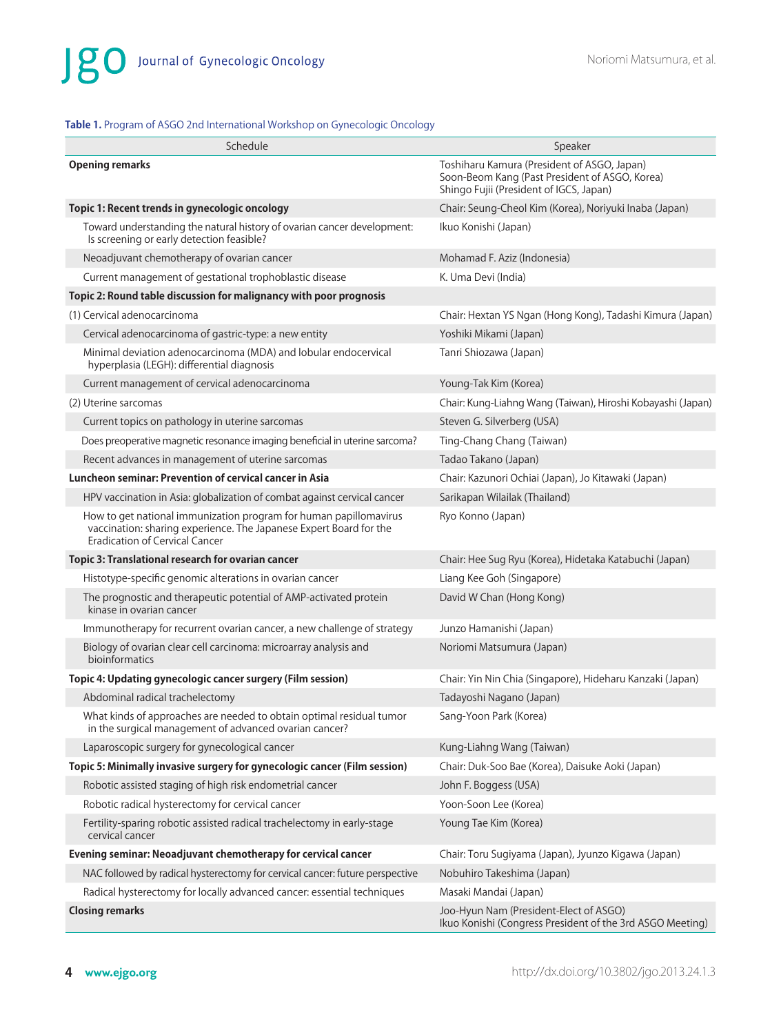**Table 1.** Program of ASGO 2nd International Workshop on Gynecologic Oncology

| Schedule | Speaker |
|---|---|
| **Opening remarks** | Toshiharu Kamura (President of ASGO, Japan)<br>Soon-Beom Kang (Past President of ASGO, Korea)<br>Shingo Fujii (President of IGCS, Japan) |
| **Topic 1: Recent trends in gynecologic oncology** | Chair: Seung-Cheol Kim (Korea), Noriyuki Inaba (Japan) |
| Toward understanding the natural history of ovarian cancer development: Is screening or early detection feasible? | Ikuo Konishi (Japan) |
| Neoadjuvant chemotherapy of ovarian cancer | Mohamad F. Aziz (Indonesia) |
| Current management of gestational trophoblastic disease | K. Uma Devi (India) |
| **Topic 2: Round table discussion for malignancy with poor prognosis** | |
| (1) Cervical adenocarcinoma | Chair: Hextan YS Ngan (Hong Kong), Tadashi Kimura (Japan) |
| Cervical adenocarcinoma of gastric-type: a new entity | Yoshiki Mikami (Japan) |
| Minimal deviation adenocarcinoma (MDA) and lobular endocervical hyperplasia (LEGH): differential diagnosis | Tanri Shiozawa (Japan) |
| Current management of cervical adenocarcinoma | Young-Tak Kim (Korea) |
| (2) Uterine sarcomas | Chair: Kung-Liahng Wang (Taiwan), Hiroshi Kobayashi (Japan) |
| Current topics on pathology in uterine sarcomas | Steven G. Silverberg (USA) |
| Does preoperative magnetic resonance imaging beneficial in uterine sarcoma? | Ting-Chang Chang (Taiwan) |
| Recent advances in management of uterine sarcomas | Tadao Takano (Japan) |
| **Luncheon seminar: Prevention of cervical cancer in Asia** | Chair: Kazunori Ochiai (Japan), Jo Kitawaki (Japan) |
| HPV vaccination in Asia: globalization of combat against cervical cancer | Sarikapan Wilailak (Thailand) |
| How to get national immunization program for human papillomavirus vaccination: sharing experience. The Japanese Expert Board for the Eradication of Cervical Cancer | Ryo Konno (Japan) |
| **Topic 3: Translational research for ovarian cancer** | Chair: Hee Sug Ryu (Korea), Hidetaka Katabuchi (Japan) |
| Histotype-specific genomic alterations in ovarian cancer | Liang Kee Goh (Singapore) |
| The prognostic and therapeutic potential of AMP-activated protein kinase in ovarian cancer | David W Chan (Hong Kong) |
| Immunotherapy for recurrent ovarian cancer, a new challenge of strategy | Junzo Hamanishi (Japan) |
| Biology of ovarian clear cell carcinoma: microarray analysis and bioinformatics | Noriomi Matsumura (Japan) |
| **Topic 4: Updating gynecologic cancer surgery (Film session)** | Chair: Yin Nin Chia (Singapore), Hideharu Kanzaki (Japan) |
| Abdominal radical trachelectomy | Tadayoshi Nagano (Japan) |
| What kinds of approaches are needed to obtain optimal residual tumor in the surgical management of advanced ovarian cancer? | Sang-Yoon Park (Korea) |
| Laparoscopic surgery for gynecological cancer | Kung-Liahng Wang (Taiwan) |
| **Topic 5: Minimally invasive surgery for gynecologic cancer (Film session)** | Chair: Duk-Soo Bae (Korea), Daisuke Aoki (Japan) |
| Robotic assisted staging of high risk endometrial cancer | John F. Boggess (USA) |
| Robotic radical hysterectomy for cervical cancer | Yoon-Soon Lee (Korea) |
| Fertility-sparing robotic assisted radical trachelectomy in early-stage cervical cancer | Young Tae Kim (Korea) |
| **Evening seminar: Neoadjuvant chemotherapy for cervical cancer** | Chair: Toru Sugiyama (Japan), Jyunzo Kigawa (Japan) |
| NAC followed by radical hysterectomy for cervical cancer: future perspective | Nobuhiro Takeshima (Japan) |
| Radical hysterectomy for locally advanced cancer: essential techniques | Masaki Mandai (Japan) |
| **Closing remarks** | Joo-Hyun Nam (President-Elect of ASGO)<br>Ikuo Konishi (Congress President of the 3rd ASGO Meeting) |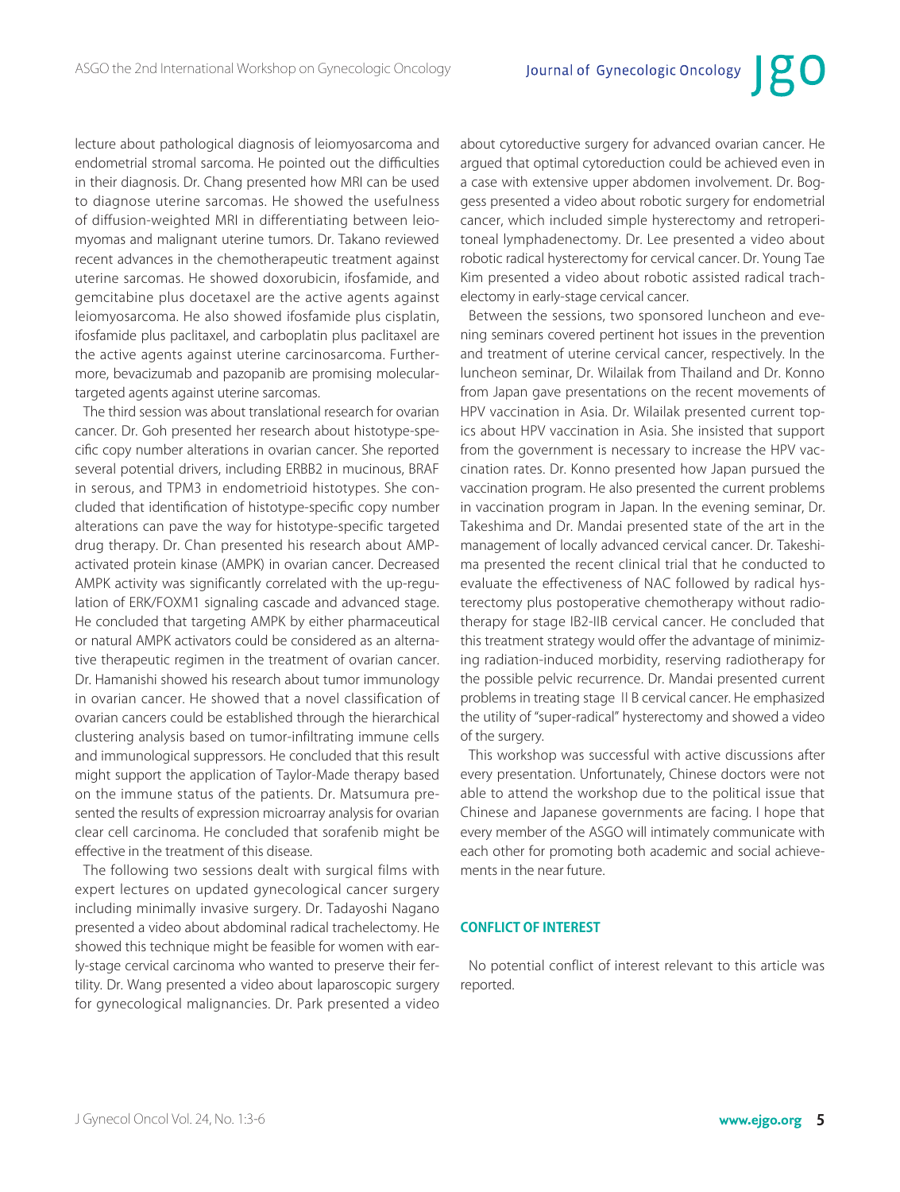lecture about pathological diagnosis of leiomyosarcoma and endometrial stromal sarcoma. He pointed out the difficulties in their diagnosis. Dr. Chang presented how MRI can be used to diagnose uterine sarcomas. He showed the usefulness of diffusion-weighted MRI in differentiating between leiomyomas and malignant uterine tumors. Dr. Takano reviewed recent advances in the chemotherapeutic treatment against uterine sarcomas. He showed doxorubicin, ifosfamide, and gemcitabine plus docetaxel are the active agents against leiomyosarcoma. He also showed ifosfamide plus cisplatin, ifosfamide plus paclitaxel, and carboplatin plus paclitaxel are the active agents against uterine carcinosarcoma. Furthermore, bevacizumab and pazopanib are promising molecular-targeted agents against uterine sarcomas.

The third session was about translational research for ovarian cancer. Dr. Goh presented her research about histotype-specific copy number alterations in ovarian cancer. She reported several potential drivers, including ERBB2 in mucinous, BRAF in serous, and TPM3 in endometrioid histotypes. She concluded that identification of histotype-specific copy number alterations can pave the way for histotype-specific targeted drug therapy. Dr. Chan presented his research about AMP-activated protein kinase (AMPK) in ovarian cancer. Decreased AMPK activity was significantly correlated with the up-regulation of ERK/FOXM1 signaling cascade and advanced stage. He concluded that targeting AMPK by either pharmaceutical or natural AMPK activators could be considered as an alternative therapeutic regimen in the treatment of ovarian cancer. Dr. Hamanishi showed his research about tumor immunology in ovarian cancer. He showed that a novel classification of ovarian cancers could be established through the hierarchical clustering analysis based on tumor-infiltrating immune cells and immunological suppressors. He concluded that this result might support the application of Taylor-Made therapy based on the immune status of the patients. Dr. Matsumura presented the results of expression microarray analysis for ovarian clear cell carcinoma. He concluded that sorafenib might be effective in the treatment of this disease.

The following two sessions dealt with surgical films with expert lectures on updated gynecological cancer surgery including minimally invasive surgery. Dr. Tadayoshi Nagano presented a video about abdominal radical trachelectomy. He showed this technique might be feasible for women with early-stage cervical carcinoma who wanted to preserve their fertility. Dr. Wang presented a video about laparoscopic surgery for gynecological malignancies. Dr. Park presented a video about cytoreductive surgery for advanced ovarian cancer. He argued that optimal cytoreduction could be achieved even in a case with extensive upper abdomen involvement. Dr. Boggess presented a video about robotic surgery for endometrial cancer, which included simple hysterectomy and retroperitoneal lymphadenectomy. Dr. Lee presented a video about robotic radical hysterectomy for cervical cancer. Dr. Young Tae Kim presented a video about robotic assisted radical trachelectomy in early-stage cervical cancer.

Between the sessions, two sponsored luncheon and evening seminars covered pertinent hot issues in the prevention and treatment of uterine cervical cancer, respectively. In the luncheon seminar, Dr. Wilailak from Thailand and Dr. Konno from Japan gave presentations on the recent movements of HPV vaccination in Asia. Dr. Wilailak presented current topics about HPV vaccination in Asia. She insisted that support from the government is necessary to increase the HPV vaccination rates. Dr. Konno presented how Japan pursued the vaccination program. He also presented the current problems in vaccination program in Japan. In the evening seminar, Dr. Takeshima and Dr. Mandai presented state of the art in the management of locally advanced cervical cancer. Dr. Takeshima presented the recent clinical trial that he conducted to evaluate the effectiveness of NAC followed by radical hysterectomy plus postoperative chemotherapy without radiotherapy for stage IB2-IIB cervical cancer. He concluded that this treatment strategy would offer the advantage of minimizing radiation-induced morbidity, reserving radiotherapy for the possible pelvic recurrence. Dr. Mandai presented current problems in treating stage II B cervical cancer. He emphasized the utility of "super-radical" hysterectomy and showed a video of the surgery.

This workshop was successful with active discussions after every presentation. Unfortunately, Chinese doctors were not able to attend the workshop due to the political issue that Chinese and Japanese governments are facing. I hope that every member of the ASGO will intimately communicate with each other for promoting both academic and social achievements in the near future.

## CONFLICT OF INTEREST

No potential conflict of interest relevant to this article was reported.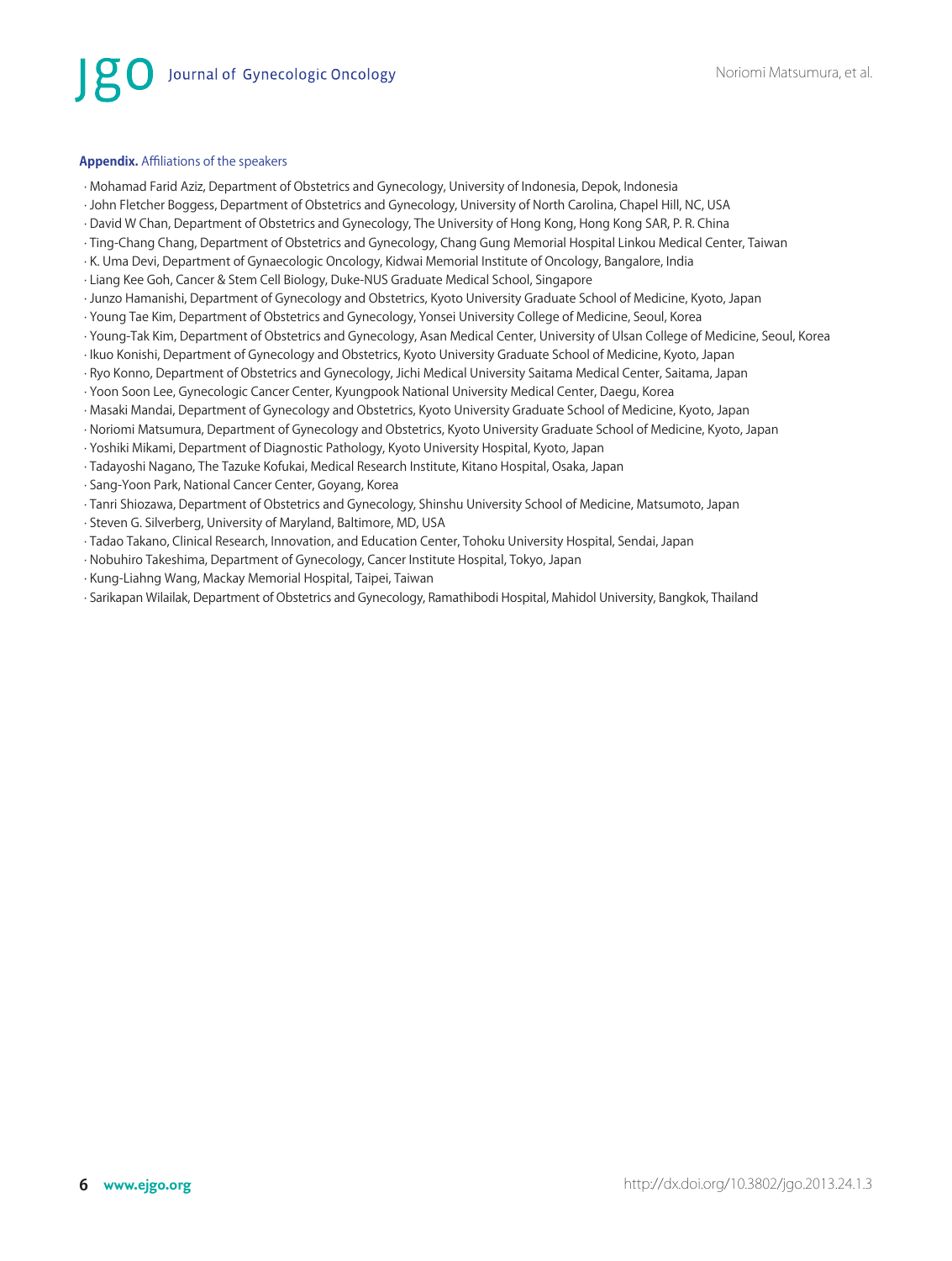**Appendix.** Affiliations of the speakers

- Mohamad Farid Aziz, Department of Obstetrics and Gynecology, University of Indonesia, Depok, Indonesia
- John Fletcher Boggess, Department of Obstetrics and Gynecology, University of North Carolina, Chapel Hill, NC, USA
- David W Chan, Department of Obstetrics and Gynecology, The University of Hong Kong, Hong Kong SAR, P. R. China
- Ting-Chang Chang, Department of Obstetrics and Gynecology, Chang Gung Memorial Hospital Linkou Medical Center, Taiwan
- K. Uma Devi, Department of Gynaecologic Oncology, Kidwai Memorial Institute of Oncology, Bangalore, India
- Liang Kee Goh, Cancer & Stem Cell Biology, Duke-NUS Graduate Medical School, Singapore
- Junzo Hamanishi, Department of Gynecology and Obstetrics, Kyoto University Graduate School of Medicine, Kyoto, Japan
- Young Tae Kim, Department of Obstetrics and Gynecology, Yonsei University College of Medicine, Seoul, Korea
- Young-Tak Kim, Department of Obstetrics and Gynecology, Asan Medical Center, University of Ulsan College of Medicine, Seoul, Korea
- Ikuo Konishi, Department of Gynecology and Obstetrics, Kyoto University Graduate School of Medicine, Kyoto, Japan
- Ryo Konno, Department of Obstetrics and Gynecology, Jichi Medical University Saitama Medical Center, Saitama, Japan
- Yoon Soon Lee, Gynecologic Cancer Center, Kyungpook National University Medical Center, Daegu, Korea
- Masaki Mandai, Department of Gynecology and Obstetrics, Kyoto University Graduate School of Medicine, Kyoto, Japan
- Noriomi Matsumura, Department of Gynecology and Obstetrics, Kyoto University Graduate School of Medicine, Kyoto, Japan
- Yoshiki Mikami, Department of Diagnostic Pathology, Kyoto University Hospital, Kyoto, Japan
- Tadayoshi Nagano, The Tazuke Kofukai, Medical Research Institute, Kitano Hospital, Osaka, Japan
- Sang-Yoon Park, National Cancer Center, Goyang, Korea
- Tanri Shiozawa, Department of Obstetrics and Gynecology, Shinshu University School of Medicine, Matsumoto, Japan
- Steven G. Silverberg, University of Maryland, Baltimore, MD, USA
- Tadao Takano, Clinical Research, Innovation, and Education Center, Tohoku University Hospital, Sendai, Japan
- Nobuhiro Takeshima, Department of Gynecology, Cancer Institute Hospital, Tokyo, Japan
- Kung-Liahng Wang, Mackay Memorial Hospital, Taipei, Taiwan
- Sarikapan Wilailak, Department of Obstetrics and Gynecology, Ramathibodi Hospital, Mahidol University, Bangkok, Thailand